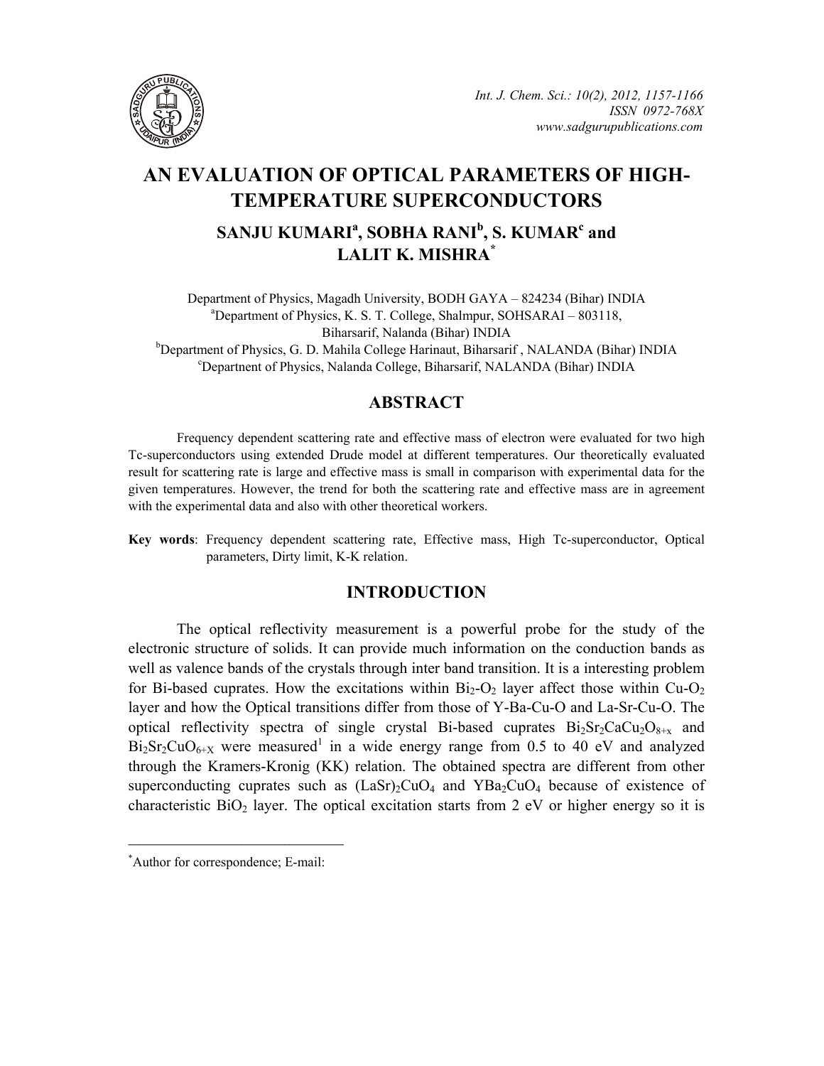# AN EVALUATION OF OPTICAL PARAMETERS OF HIGH-TEMPERATURE SUPERCONDUCTORS

## SANJU KUMARI[a], SOBHA RANI[b], S. KUMAR[c] and LALIT K. MISHRA*

Department of Physics, Magadh University, BODH GAYA – 824234 (Bihar) INDIA
[a]Department of Physics, K. S. T. College, Shalmpur, SOHSARAI – 803118, Biharsarif, Nalanda (Bihar) INDIA
[b]Department of Physics, G. D. Mahila College Harinaut, Biharsarif , NALANDA (Bihar) INDIA
[c]Departnent of Physics, Nalanda College, Biharsarif, NALANDA (Bihar) INDIA

## ABSTRACT

Frequency dependent scattering rate and effective mass of electron were evaluated for two high Tc-superconductors using extended Drude model at different temperatures. Our theoretically evaluated result for scattering rate is large and effective mass is small in comparison with experimental data for the given temperatures. However, the trend for both the scattering rate and effective mass are in agreement with the experimental data and also with other theoretical workers.

**Key words**: Frequency dependent scattering rate, Effective mass, High Tc-superconductor, Optical parameters, Dirty limit, K-K relation.

## INTRODUCTION

The optical reflectivity measurement is a powerful probe for the study of the electronic structure of solids. It can provide much information on the conduction bands as well as valence bands of the crystals through inter band transition. It is a interesting problem for Bi-based cuprates. How the excitations within $Bi_2$-$O_2$ layer affect those within Cu-$O_2$ layer and how the Optical transitions differ from those of Y-Ba-Cu-O and La-Sr-Cu-O. The optical reflectivity spectra of single crystal Bi-based cuprates $Bi_2Sr_2CaCu_2O_{8+x}$ and $Bi_2Sr_2CuO_{6+X}$ were measured[1] in a wide energy range from 0.5 to 40 eV and analyzed through the Kramers-Kronig (KK) relation. The obtained spectra are different from other superconducting cuprates such as $(LaSr)_2CuO_4$ and $YBa_2CuO_4$ because of existence of characteristic $BiO_2$ layer. The optical excitation starts from 2 eV or higher energy so it is

---

*Author for correspondence; E-mail: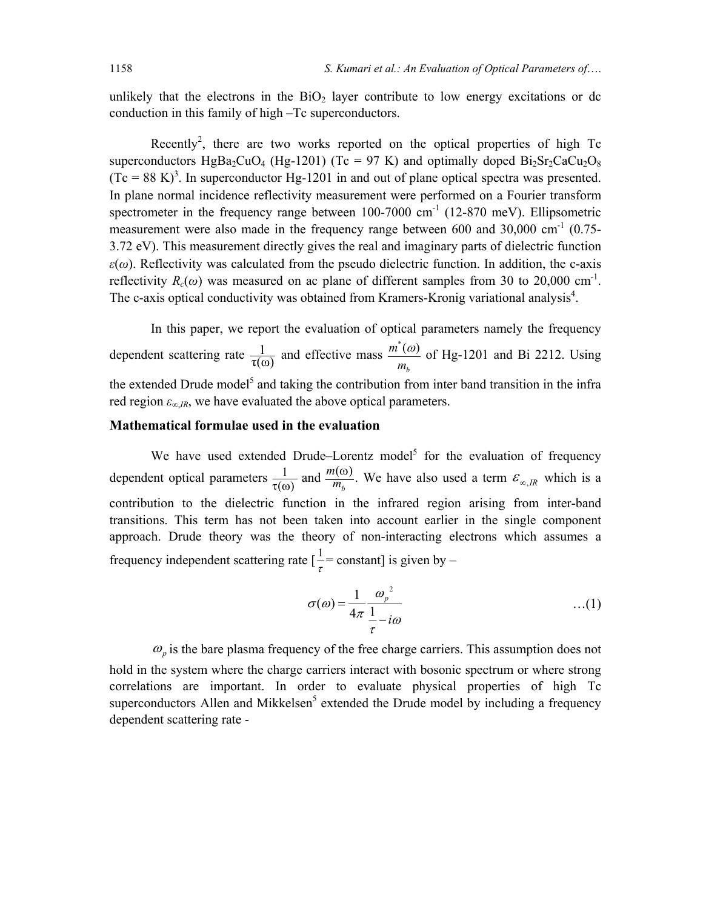unlikely that the electrons in the $BiO_2$ layer contribute to low energy excitations or dc conduction in this family of high –Tc superconductors.

Recently[2], there are two works reported on the optical properties of high Tc superconductors $HgBa_2CuO_4$ (Hg-1201) (Tc = 97 K) and optimally doped $Bi_2Sr_2CaCu_2O_8$ (Tc = 88 K)[3]. In superconductor Hg-1201 in and out of plane optical spectra was presented. In plane normal incidence reflectivity measurement were performed on a Fourier transform spectrometer in the frequency range between 100-7000 cm$^{-1}$ (12-870 meV). Ellipsometric measurement were also made in the frequency range between 600 and 30,000 cm$^{-1}$ (0.75-3.72 eV). This measurement directly gives the real and imaginary parts of dielectric function $\varepsilon(\omega)$. Reflectivity was calculated from the pseudo dielectric function. In addition, the c-axis reflectivity $R_c(\omega)$ was measured on ac plane of different samples from 30 to 20,000 cm$^{-1}$. The c-axis optical conductivity was obtained from Kramers-Kronig variational analysis[4].

In this paper, we report the evaluation of optical parameters namely the frequency dependent scattering rate $\frac{1}{\tau(\omega)}$ and effective mass $\frac{m^*(\omega)}{m_b}$ of Hg-1201 and Bi 2212. Using the extended Drude model[5] and taking the contribution from inter band transition in the infra red region $\varepsilon_{\infty,IR}$, we have evaluated the above optical parameters.

## Mathematical formulae used in the evaluation

We have used extended Drude–Lorentz model[5] for the evaluation of frequency dependent optical parameters $\frac{1}{\tau(\omega)}$ and $\frac{m(\omega)}{m_b}$. We have also used a term $\varepsilon_{\infty,IR}$ which is a contribution to the dielectric function in the infrared region arising from inter-band transitions. This term has not been taken into account earlier in the single component approach. Drude theory was the theory of non-interacting electrons which assumes a frequency independent scattering rate [$\frac{1}{\tau}$= constant] is given by –

$$\sigma(\omega) = \frac{1}{4\pi} \frac{\omega_p^{\ 2}}{\frac{1}{\tau} - i\omega} \qquad \ldots(1)$$

$\omega_p$ is the bare plasma frequency of the free charge carriers. This assumption does not hold in the system where the charge carriers interact with bosonic spectrum or where strong correlations are important. In order to evaluate physical properties of high Tc superconductors Allen and Mikkelsen[5] extended the Drude model by including a frequency dependent scattering rate -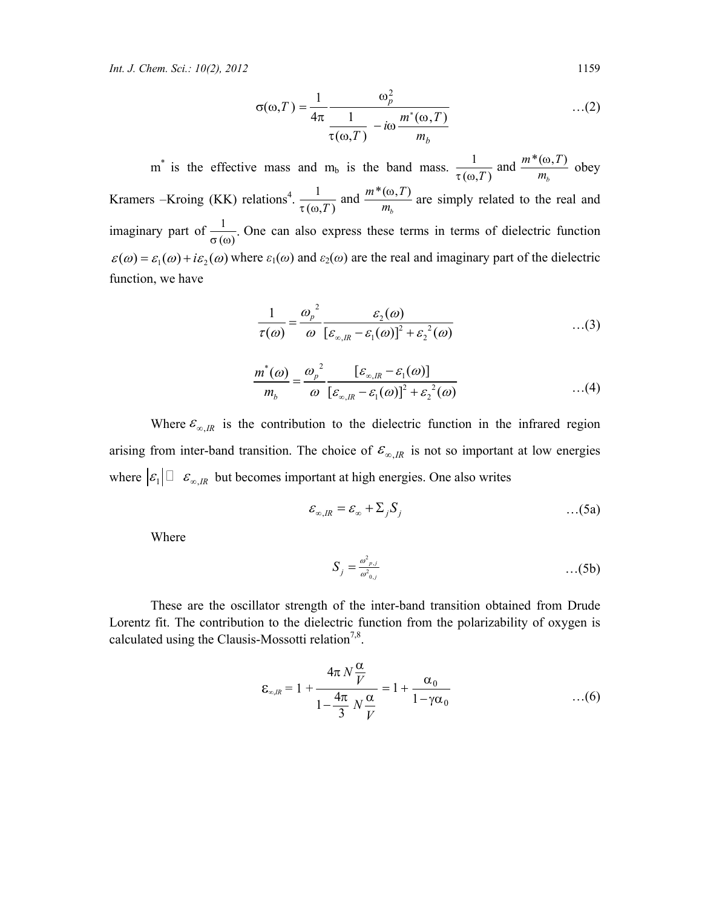$$\sigma(\omega,T) = \frac{1}{4\pi} \frac{\omega_p^2}{\dfrac{1}{\tau(\omega,T)} - i\omega \dfrac{m^*(\omega,T)}{m_b}} \qquad \text{…(2)}$$

$m^*$ is the effective mass and $m_b$ is the band mass. $\frac{1}{\tau(\omega,T)}$ and $\frac{m^*(\omega,T)}{m_b}$ obey Kramers –Kroing (KK) relations[4]. $\frac{1}{\tau(\omega,T)}$ and $\frac{m^*(\omega,T)}{m_b}$ are simply related to the real and imaginary part of $\frac{1}{\sigma(\omega)}$. One can also express these terms in terms of dielectric function $\varepsilon(\omega) = \varepsilon_1(\omega) + i\varepsilon_2(\omega)$ where $\varepsilon_1(\omega)$ and $\varepsilon_2(\omega)$ are the real and imaginary part of the dielectric function, we have

$$\frac{1}{\tau(\omega)} = \frac{\omega_p^{\ 2}}{\omega} \frac{\varepsilon_2(\omega)}{[\varepsilon_{\infty,IR} - \varepsilon_1(\omega)]^2 + \varepsilon_2^{\ 2}(\omega)} \qquad \text{…(3)}$$

$$\frac{m^*(\omega)}{m_b} = \frac{\omega_p^{\ 2}}{\omega} \frac{[\varepsilon_{\infty,IR} - \varepsilon_1(\omega)]}{[\varepsilon_{\infty,IR} - \varepsilon_1(\omega)]^2 + \varepsilon_2^{\ 2}(\omega)} \qquad \text{…(4)}$$

Where $\varepsilon_{\infty,IR}$ is the contribution to the dielectric function in the infrared region arising from inter-band transition. The choice of $\varepsilon_{\infty,IR}$ is not so important at low energies where $|\varepsilon_1| \gg \varepsilon_{\infty,IR}$ but becomes important at high energies. One also writes

$$\varepsilon_{\infty,IR} = \varepsilon_\infty + \Sigma_j S_j \qquad \text{…(5a)}$$

Where

$$S_j = \frac{\omega^2_{p,j}}{\omega^2_{0,j}} \qquad \text{…(5b)}$$

These are the oscillator strength of the inter-band transition obtained from Drude Lorentz fit. The contribution to the dielectric function from the polarizability of oxygen is calculated using the Clausis-Mossotti relation[7,8].

$$\varepsilon_{\infty,IR} = 1 + \frac{4\pi N \dfrac{\alpha}{V}}{1 - \dfrac{4\pi}{3} N \dfrac{\alpha}{V}} = 1 + \frac{\alpha_0}{1 - \gamma\alpha_0} \qquad \text{…(6)}$$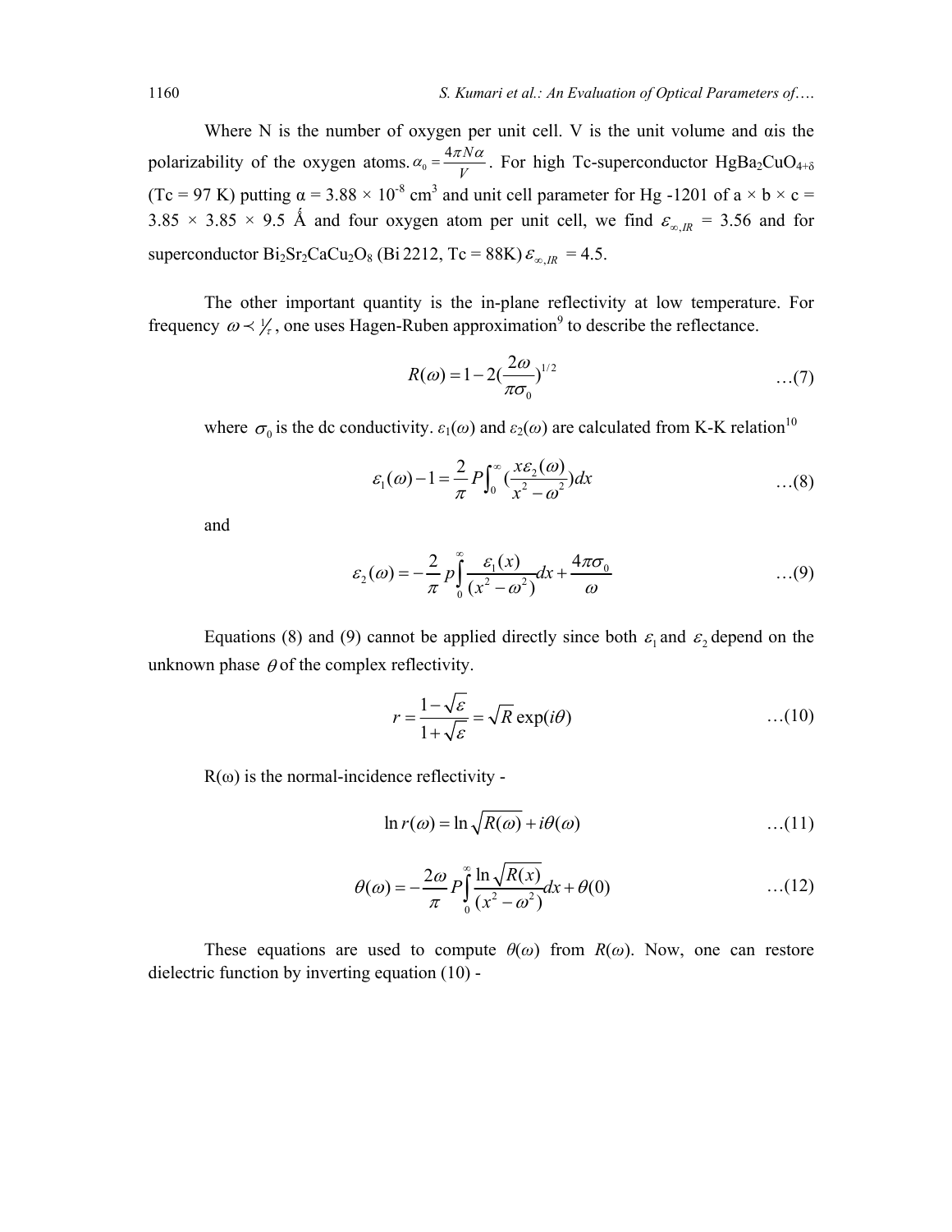Where N is the number of oxygen per unit cell. V is the unit volume and αis the polarizability of the oxygen atoms. $\alpha_0 = \frac{4\pi N\alpha}{V}$. For high Tc-superconductor $HgBa_2CuO_{4+\delta}$ (Tc = 97 K) putting α = 3.88 × $10^{-8}$ $cm^3$ and unit cell parameter for Hg -1201 of a × b × c = 3.85 × 3.85 × 9.5 Å and four oxygen atom per unit cell, we find $\varepsilon_{\infty,IR}$ = 3.56 and for superconductor $Bi_2Sr_2CaCu_2O_8$ (Bi 2212, Tc = 88K) $\varepsilon_{\infty,IR}$ = 4.5.

The other important quantity is the in-plane reflectivity at low temperature. For frequency $\omega \prec 1/\tau$, one uses Hagen-Ruben approximation[9] to describe the reflectance.

$$R(\omega) = 1 - 2\left(\frac{2\omega}{\pi\sigma_0}\right)^{1/2} \quad \ldots(7)$$

where $\sigma_0$ is the dc conductivity. $\varepsilon_1(\omega)$ and $\varepsilon_2(\omega)$ are calculated from K-K relation[10]

$$\varepsilon_1(\omega) - 1 = \frac{2}{\pi} P \int_0^\infty \left(\frac{x\varepsilon_2(\omega)}{x^2 - \omega^2}\right) dx \quad \ldots(8)$$

and

$$\varepsilon_2(\omega) = -\frac{2}{\pi} p \int_0^\infty \frac{\varepsilon_1(x)}{(x^2 - \omega^2)} dx + \frac{4\pi\sigma_0}{\omega} \quad \ldots(9)$$

Equations (8) and (9) cannot be applied directly since both $\varepsilon_1$ and $\varepsilon_2$ depend on the unknown phase $\theta$ of the complex reflectivity.

$$r = \frac{1 - \sqrt{\varepsilon}}{1 + \sqrt{\varepsilon}} = \sqrt{R} \exp(i\theta) \quad \ldots(10)$$

R(ω) is the normal-incidence reflectivity -

$$\ln r(\omega) = \ln \sqrt{R(\omega)} + i\theta(\omega) \quad \ldots(11)$$

$$\theta(\omega) = -\frac{2\omega}{\pi} P \int_0^\infty \frac{\ln \sqrt{R(x)}}{(x^2 - \omega^2)} dx + \theta(0) \quad \ldots(12)$$

These equations are used to compute $\theta(\omega)$ from $R(\omega)$. Now, one can restore dielectric function by inverting equation (10) -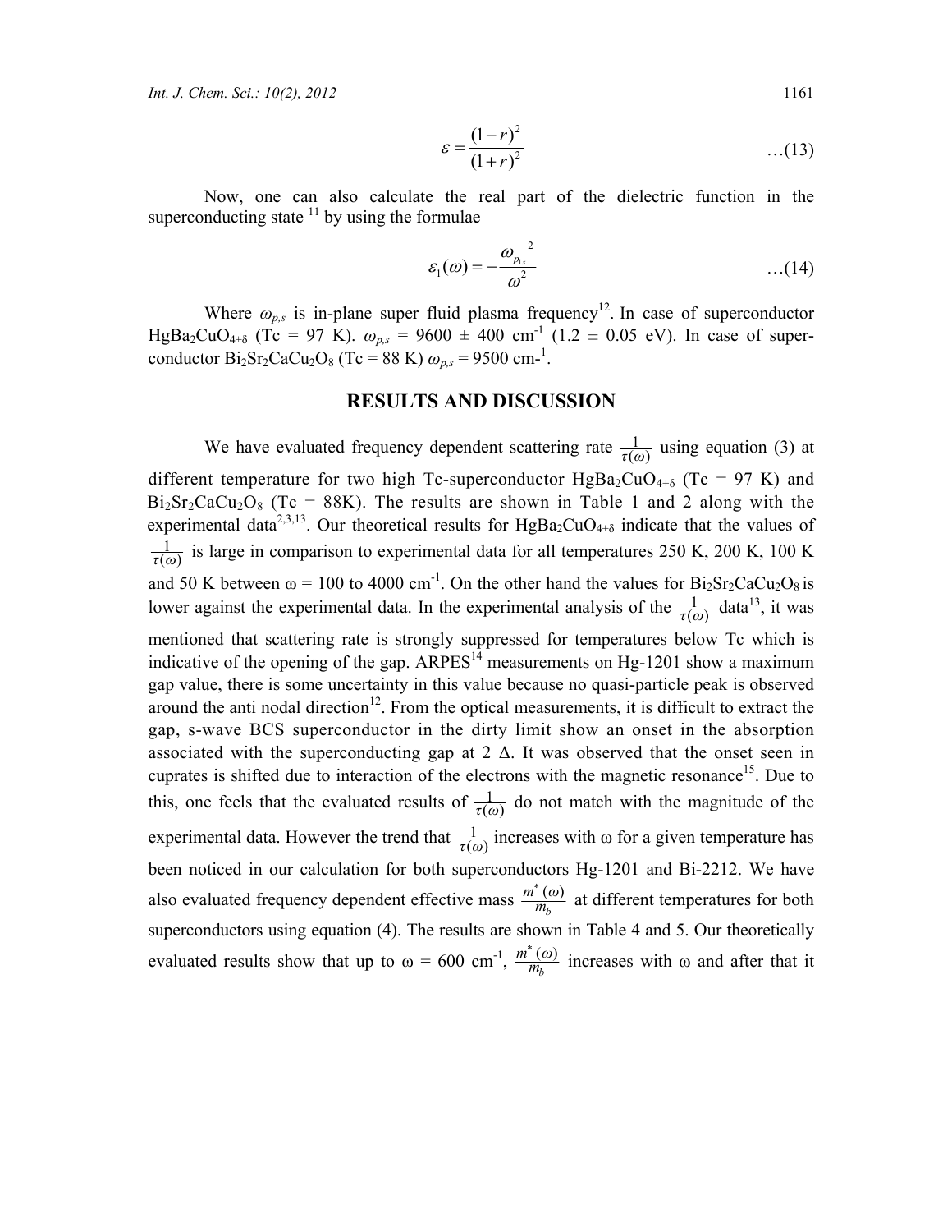$$\varepsilon = \frac{(1-r)^2}{(1+r)^2} \qquad \ldots(13)$$

Now, one can also calculate the real part of the dielectric function in the superconducting state [11] by using the formulae

$$\varepsilon_1(\omega) = -\frac{\omega_{p_{1s}}{}^2}{\omega^2} \qquad \ldots(14)$$

Where $\omega_{p,s}$ is in-plane super fluid plasma frequency[12]. In case of superconductor $HgBa_2CuO_{4+\delta}$ (Tc = 97 K). $\omega_{p,s}$ = 9600 ± 400 $cm^{-1}$ (1.2 ± 0.05 eV). In case of superconductor $Bi_2Sr_2CaCu_2O_8$ (Tc = 88 K) $\omega_{p,s}$ = 9500 $cm^{-1}$.

## RESULTS AND DISCUSSION

We have evaluated frequency dependent scattering rate $\frac{1}{\tau(\omega)}$ using equation (3) at different temperature for two high Tc-superconductor $HgBa_2CuO_{4+\delta}$ (Tc = 97 K) and $Bi_2Sr_2CaCu_2O_8$ (Tc = 88K). The results are shown in Table 1 and 2 along with the experimental data[2,3,13]. Our theoretical results for $HgBa_2CuO_{4+\delta}$ indicate that the values of $\frac{1}{\tau(\omega)}$ is large in comparison to experimental data for all temperatures 250 K, 200 K, 100 K and 50 K between ω = 100 to 4000 $cm^{-1}$. On the other hand the values for $Bi_2Sr_2CaCu_2O_8$ is lower against the experimental data. In the experimental analysis of the $\frac{1}{\tau(\omega)}$ data[13], it was mentioned that scattering rate is strongly suppressed for temperatures below Tc which is indicative of the opening of the gap. ARPES[14] measurements on Hg-1201 show a maximum gap value, there is some uncertainty in this value because no quasi-particle peak is observed around the anti nodal direction[12]. From the optical measurements, it is difficult to extract the gap, s-wave BCS superconductor in the dirty limit show an onset in the absorption associated with the superconducting gap at 2 Δ. It was observed that the onset seen in cuprates is shifted due to interaction of the electrons with the magnetic resonance[15]. Due to this, one feels that the evaluated results of $\frac{1}{\tau(\omega)}$ do not match with the magnitude of the experimental data. However the trend that $\frac{1}{\tau(\omega)}$ increases with ω for a given temperature has been noticed in our calculation for both superconductors Hg-1201 and Bi-2212. We have also evaluated frequency dependent effective mass $\frac{m^*(\omega)}{m_b}$ at different temperatures for both superconductors using equation (4). The results are shown in Table 4 and 5. Our theoretically evaluated results show that up to ω = 600 $cm^{-1}$, $\frac{m^*(\omega)}{m_b}$ increases with ω and after that it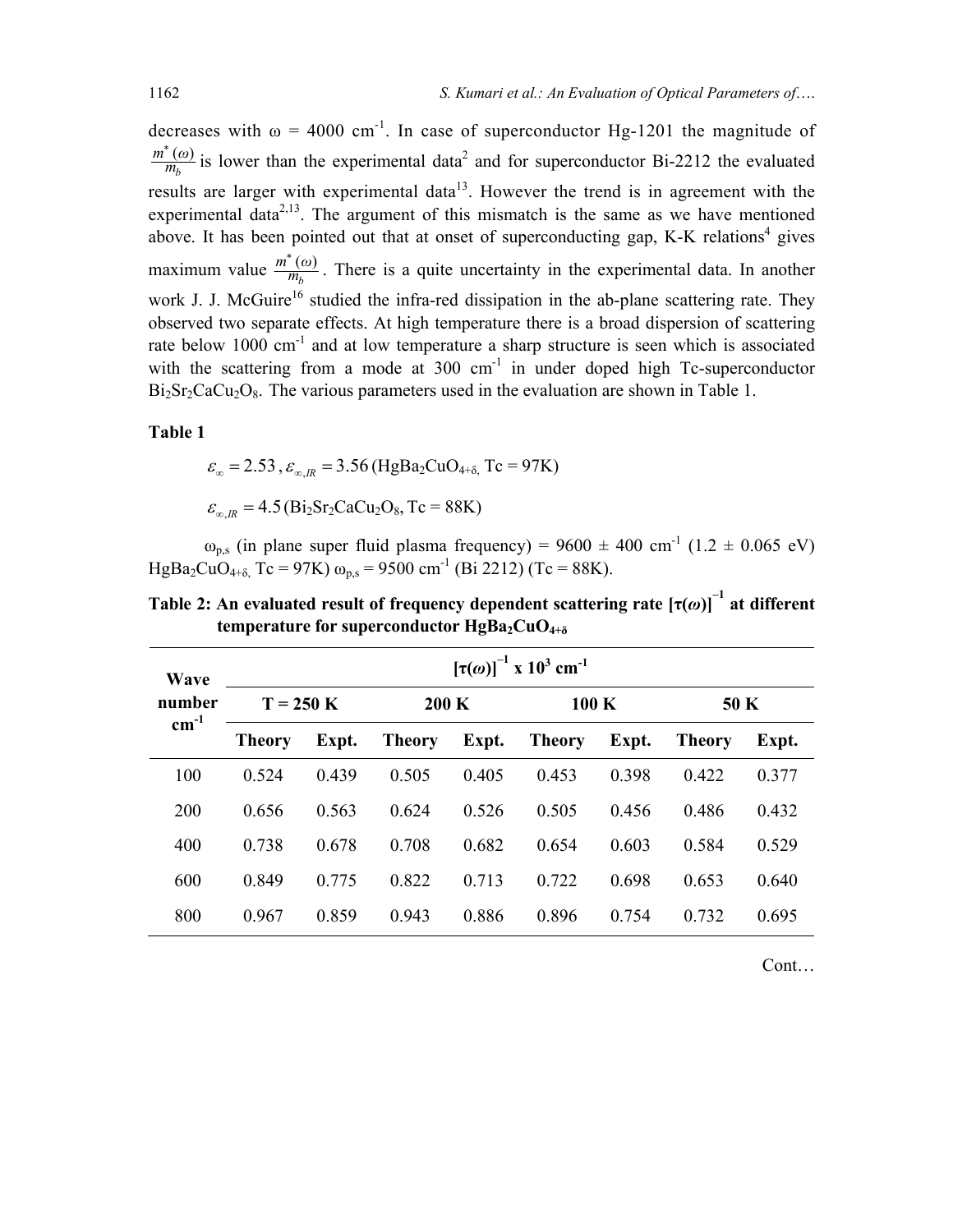decreases with $\omega$ = 4000 $cm^{-1}$. In case of superconductor Hg-1201 the magnitude of $\frac{m^*(\omega)}{m_b}$ is lower than the experimental data[2] and for superconductor Bi-2212 the evaluated results are larger with experimental data[13]. However the trend is in agreement with the experimental data[2,13]. The argument of this mismatch is the same as we have mentioned above. It has been pointed out that at onset of superconducting gap, K-K relations[4] gives maximum value $\frac{m^*(\omega)}{m_b}$. There is a quite uncertainty in the experimental data. In another work J. J. McGuire[16] studied the infra-red dissipation in the ab-plane scattering rate. They observed two separate effects. At high temperature there is a broad dispersion of scattering rate below 1000 $cm^{-1}$ and at low temperature a sharp structure is seen which is associated with the scattering from a mode at 300 $cm^{-1}$ in under doped high Tc-superconductor $Bi_2Sr_2CaCu_2O_8$. The various parameters used in the evaluation are shown in Table 1.

**Table 1**

$\varepsilon_\infty = 2.53$, $\varepsilon_{\infty,IR} = 3.56$ ($HgBa_2CuO_{4+\delta}$, Tc = 97K)

$\varepsilon_{\infty,IR} = 4.5$ ($Bi_2Sr_2CaCu_2O_8$, Tc = 88K)

$\omega_{p,s}$ (in plane super fluid plasma frequency) = 9600 ± 400 $cm^{-1}$ (1.2 ± 0.065 eV) $HgBa_2CuO_{4+\delta}$, Tc = 97K) $\omega_{p,s}$ = 9500 $cm^{-1}$ (Bi 2212) (Tc = 88K).

**Table 2: An evaluated result of frequency dependent scattering rate $[\tau(\omega)]^{-1}$ at different temperature for superconductor $HgBa_2CuO_{4+\delta}$**

| Wave number $cm^{-1}$ | $[\tau(\omega)]^{-1}$ x $10^3$ $cm^{-1}$ | | | | | | | |
|---|---|---|---|---|---|---|---|---|
| | T = 250 K | | 200 K | | 100 K | | 50 K | |
| | Theory | Expt. | Theory | Expt. | Theory | Expt. | Theory | Expt. |
| 100 | 0.524 | 0.439 | 0.505 | 0.405 | 0.453 | 0.398 | 0.422 | 0.377 |
| 200 | 0.656 | 0.563 | 0.624 | 0.526 | 0.505 | 0.456 | 0.486 | 0.432 |
| 400 | 0.738 | 0.678 | 0.708 | 0.682 | 0.654 | 0.603 | 0.584 | 0.529 |
| 600 | 0.849 | 0.775 | 0.822 | 0.713 | 0.722 | 0.698 | 0.653 | 0.640 |
| 800 | 0.967 | 0.859 | 0.943 | 0.886 | 0.896 | 0.754 | 0.732 | 0.695 |

Cont…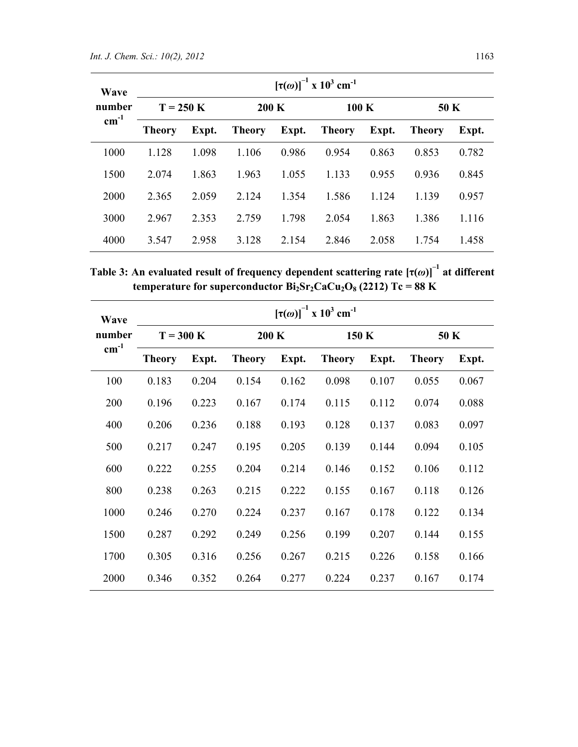| Wave number $cm^{-1}$ | $[\tau(\omega)]^{-1}$ x $10^3$ $cm^{-1}$ | | | | | | | |
|---|---|---|---|---|---|---|---|---|
| | T = 250 K | | 200 K | | 100 K | | 50 K | |
| | Theory | Expt. | Theory | Expt. | Theory | Expt. | Theory | Expt. |
| 1000 | 1.128 | 1.098 | 1.106 | 0.986 | 0.954 | 0.863 | 0.853 | 0.782 |
| 1500 | 2.074 | 1.863 | 1.963 | 1.055 | 1.133 | 0.955 | 0.936 | 0.845 |
| 2000 | 2.365 | 2.059 | 2.124 | 1.354 | 1.586 | 1.124 | 1.139 | 0.957 |
| 3000 | 2.967 | 2.353 | 2.759 | 1.798 | 2.054 | 1.863 | 1.386 | 1.116 |
| 4000 | 3.547 | 2.958 | 3.128 | 2.154 | 2.846 | 2.058 | 1.754 | 1.458 |

**Table 3: An evaluated result of frequency dependent scattering rate $[\tau(\omega)]^{-1}$ at different temperature for superconductor $Bi_2Sr_2CaCu_2O_8$ (2212) Tc = 88 K**

| Wave number $cm^{-1}$ | $[\tau(\omega)]^{-1}$ x $10^3$ $cm^{-1}$ | | | | | | | |
|---|---|---|---|---|---|---|---|---|
| | T = 300 K | | 200 K | | 150 K | | 50 K | |
| | Theory | Expt. | Theory | Expt. | Theory | Expt. | Theory | Expt. |
| 100 | 0.183 | 0.204 | 0.154 | 0.162 | 0.098 | 0.107 | 0.055 | 0.067 |
| 200 | 0.196 | 0.223 | 0.167 | 0.174 | 0.115 | 0.112 | 0.074 | 0.088 |
| 400 | 0.206 | 0.236 | 0.188 | 0.193 | 0.128 | 0.137 | 0.083 | 0.097 |
| 500 | 0.217 | 0.247 | 0.195 | 0.205 | 0.139 | 0.144 | 0.094 | 0.105 |
| 600 | 0.222 | 0.255 | 0.204 | 0.214 | 0.146 | 0.152 | 0.106 | 0.112 |
| 800 | 0.238 | 0.263 | 0.215 | 0.222 | 0.155 | 0.167 | 0.118 | 0.126 |
| 1000 | 0.246 | 0.270 | 0.224 | 0.237 | 0.167 | 0.178 | 0.122 | 0.134 |
| 1500 | 0.287 | 0.292 | 0.249 | 0.256 | 0.199 | 0.207 | 0.144 | 0.155 |
| 1700 | 0.305 | 0.316 | 0.256 | 0.267 | 0.215 | 0.226 | 0.158 | 0.166 |
| 2000 | 0.346 | 0.352 | 0.264 | 0.277 | 0.224 | 0.237 | 0.167 | 0.174 |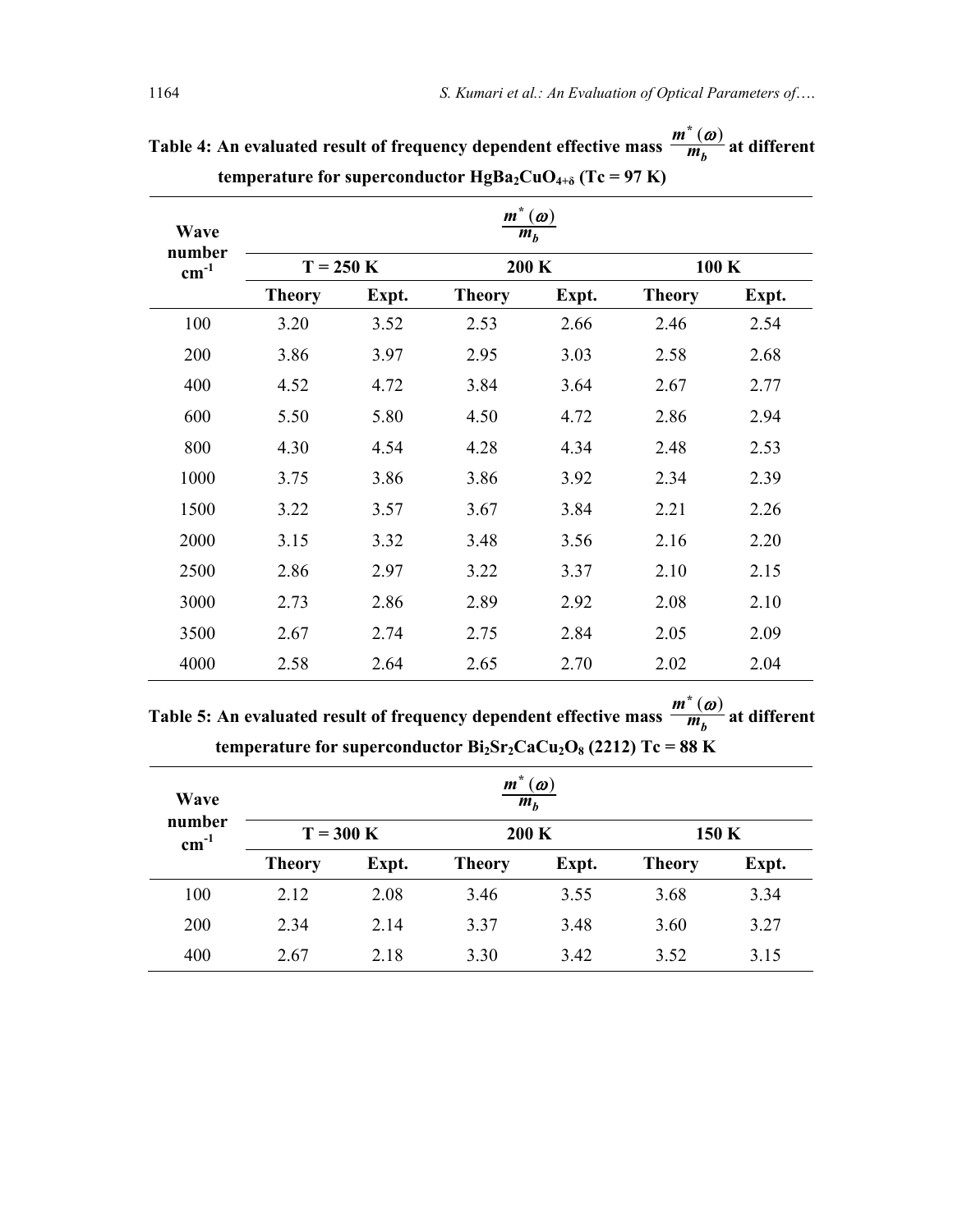**Table 4: An evaluated result of frequency dependent effective mass $\frac{m^*(\omega)}{m_b}$ at different temperature for superconductor $HgBa_2CuO_{4+\delta}$ (Tc = 97 K)**

| Wave number $cm^{-1}$ | $\frac{m^*(\omega)}{m_b}$ | | | | | |
|---|---|---|---|---|---|---|
| | T = 250 K | | 200 K | | 100 K | |
| | Theory | Expt. | Theory | Expt. | Theory | Expt. |
| 100 | 3.20 | 3.52 | 2.53 | 2.66 | 2.46 | 2.54 |
| 200 | 3.86 | 3.97 | 2.95 | 3.03 | 2.58 | 2.68 |
| 400 | 4.52 | 4.72 | 3.84 | 3.64 | 2.67 | 2.77 |
| 600 | 5.50 | 5.80 | 4.50 | 4.72 | 2.86 | 2.94 |
| 800 | 4.30 | 4.54 | 4.28 | 4.34 | 2.48 | 2.53 |
| 1000 | 3.75 | 3.86 | 3.86 | 3.92 | 2.34 | 2.39 |
| 1500 | 3.22 | 3.57 | 3.67 | 3.84 | 2.21 | 2.26 |
| 2000 | 3.15 | 3.32 | 3.48 | 3.56 | 2.16 | 2.20 |
| 2500 | 2.86 | 2.97 | 3.22 | 3.37 | 2.10 | 2.15 |
| 3000 | 2.73 | 2.86 | 2.89 | 2.92 | 2.08 | 2.10 |
| 3500 | 2.67 | 2.74 | 2.75 | 2.84 | 2.05 | 2.09 |
| 4000 | 2.58 | 2.64 | 2.65 | 2.70 | 2.02 | 2.04 |

**Table 5: An evaluated result of frequency dependent effective mass $\frac{m^*(\omega)}{m_b}$ at different temperature for superconductor $Bi_2Sr_2CaCu_2O_8$ (2212) Tc = 88 K**

| Wave number $cm^{-1}$ | $\frac{m^*(\omega)}{m_b}$ | | | | | |
|---|---|---|---|---|---|---|
| | T = 300 K | | 200 K | | 150 K | |
| | Theory | Expt. | Theory | Expt. | Theory | Expt. |
| 100 | 2.12 | 2.08 | 3.46 | 3.55 | 3.68 | 3.34 |
| 200 | 2.34 | 2.14 | 3.37 | 3.48 | 3.60 | 3.27 |
| 400 | 2.67 | 2.18 | 3.30 | 3.42 | 3.52 | 3.15 |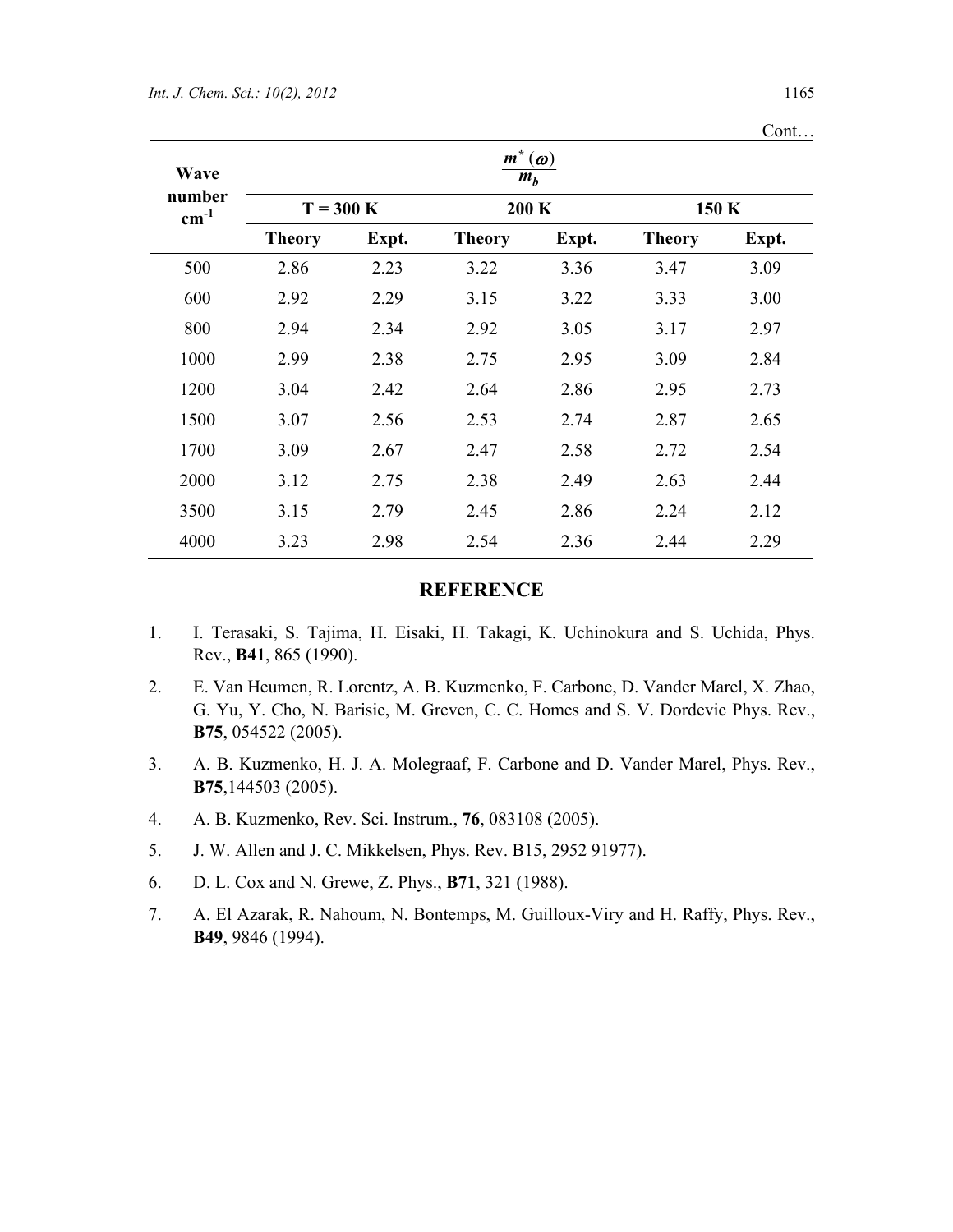Cont…

| Wave number $cm^{-1}$ | $\frac{m^{*}(\omega)}{m_b}$ | | | | | |
|---|---|---|---|---|---|---|
| | T = 300 K | | 200 K | | 150 K | |
| | **Theory** | **Expt.** | **Theory** | **Expt.** | **Theory** | **Expt.** |
| 500 | 2.86 | 2.23 | 3.22 | 3.36 | 3.47 | 3.09 |
| 600 | 2.92 | 2.29 | 3.15 | 3.22 | 3.33 | 3.00 |
| 800 | 2.94 | 2.34 | 2.92 | 3.05 | 3.17 | 2.97 |
| 1000 | 2.99 | 2.38 | 2.75 | 2.95 | 3.09 | 2.84 |
| 1200 | 3.04 | 2.42 | 2.64 | 2.86 | 2.95 | 2.73 |
| 1500 | 3.07 | 2.56 | 2.53 | 2.74 | 2.87 | 2.65 |
| 1700 | 3.09 | 2.67 | 2.47 | 2.58 | 2.72 | 2.54 |
| 2000 | 3.12 | 2.75 | 2.38 | 2.49 | 2.63 | 2.44 |
| 3500 | 3.15 | 2.79 | 2.45 | 2.86 | 2.24 | 2.12 |
| 4000 | 3.23 | 2.98 | 2.54 | 2.36 | 2.44 | 2.29 |

## REFERENCE

1. I. Terasaki, S. Tajima, H. Eisaki, H. Takagi, K. Uchinokura and S. Uchida, Phys. Rev., **B41**, 865 (1990).
2. E. Van Heumen, R. Lorentz, A. B. Kuzmenko, F. Carbone, D. Vander Marel, X. Zhao, G. Yu, Y. Cho, N. Barisie, M. Greven, C. C. Homes and S. V. Dordevic Phys. Rev., **B75**, 054522 (2005).
3. A. B. Kuzmenko, H. J. A. Molegraaf, F. Carbone and D. Vander Marel, Phys. Rev., **B75**,144503 (2005).
4. A. B. Kuzmenko, Rev. Sci. Instrum., **76**, 083108 (2005).
5. J. W. Allen and J. C. Mikkelsen, Phys. Rev. B15, 2952 91977).
6. D. L. Cox and N. Grewe, Z. Phys., **B71**, 321 (1988).
7. A. El Azarak, R. Nahoum, N. Bontemps, M. Guilloux-Viry and H. Raffy, Phys. Rev., **B49**, 9846 (1994).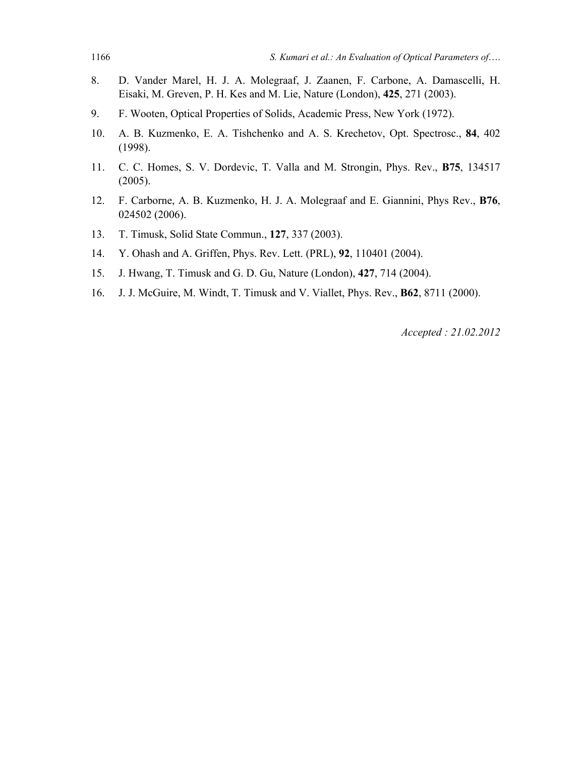8. D. Vander Marel, H. J. A. Molegraaf, J. Zaanen, F. Carbone, A. Damascelli, H. Eisaki, M. Greven, P. H. Kes and M. Lie, Nature (London), **425**, 271 (2003).
9. F. Wooten, Optical Properties of Solids, Academic Press, New York (1972).
10. A. B. Kuzmenko, E. A. Tishchenko and A. S. Krechetov, Opt. Spectrosc., **84**, 402 (1998).
11. C. C. Homes, S. V. Dordevic, T. Valla and M. Strongin, Phys. Rev., **B75**, 134517 (2005).
12. F. Carborne, A. B. Kuzmenko, H. J. A. Molegraaf and E. Giannini, Phys Rev., **B76**, 024502 (2006).
13. T. Timusk, Solid State Commun., **127**, 337 (2003).
14. Y. Ohash and A. Griffen, Phys. Rev. Lett. (PRL), **92**, 110401 (2004).
15. J. Hwang, T. Timusk and G. D. Gu, Nature (London), **427**, 714 (2004).
16. J. J. McGuire, M. Windt, T. Timusk and V. Viallet, Phys. Rev., **B62**, 8711 (2000).

*Accepted : 21.02.2012*